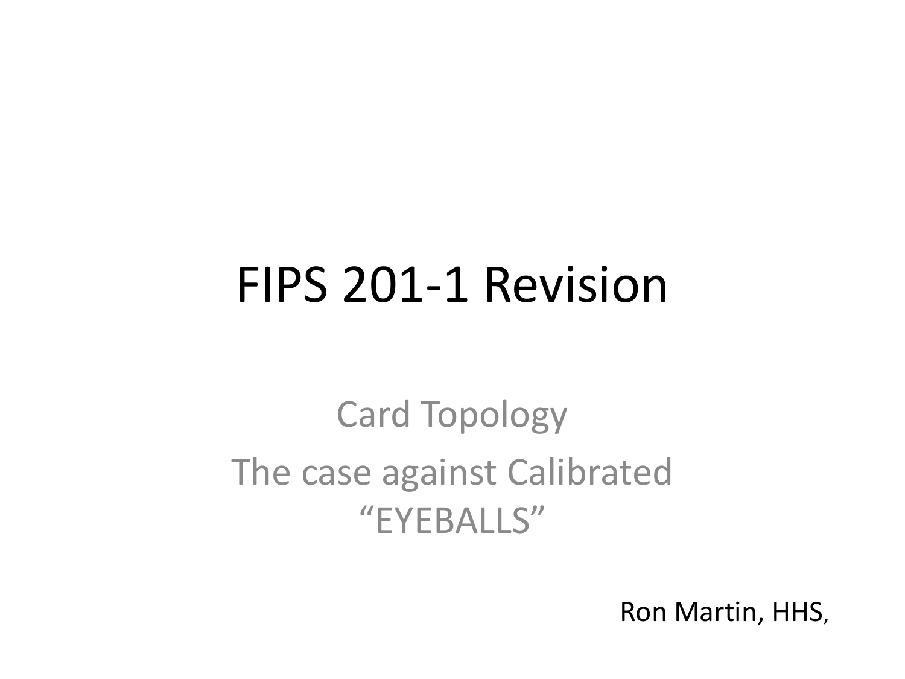# FIPS 201-1 Revision

## Card Topology

## The case against Calibrated "EYEBALLS"

Ron Martin, HHS,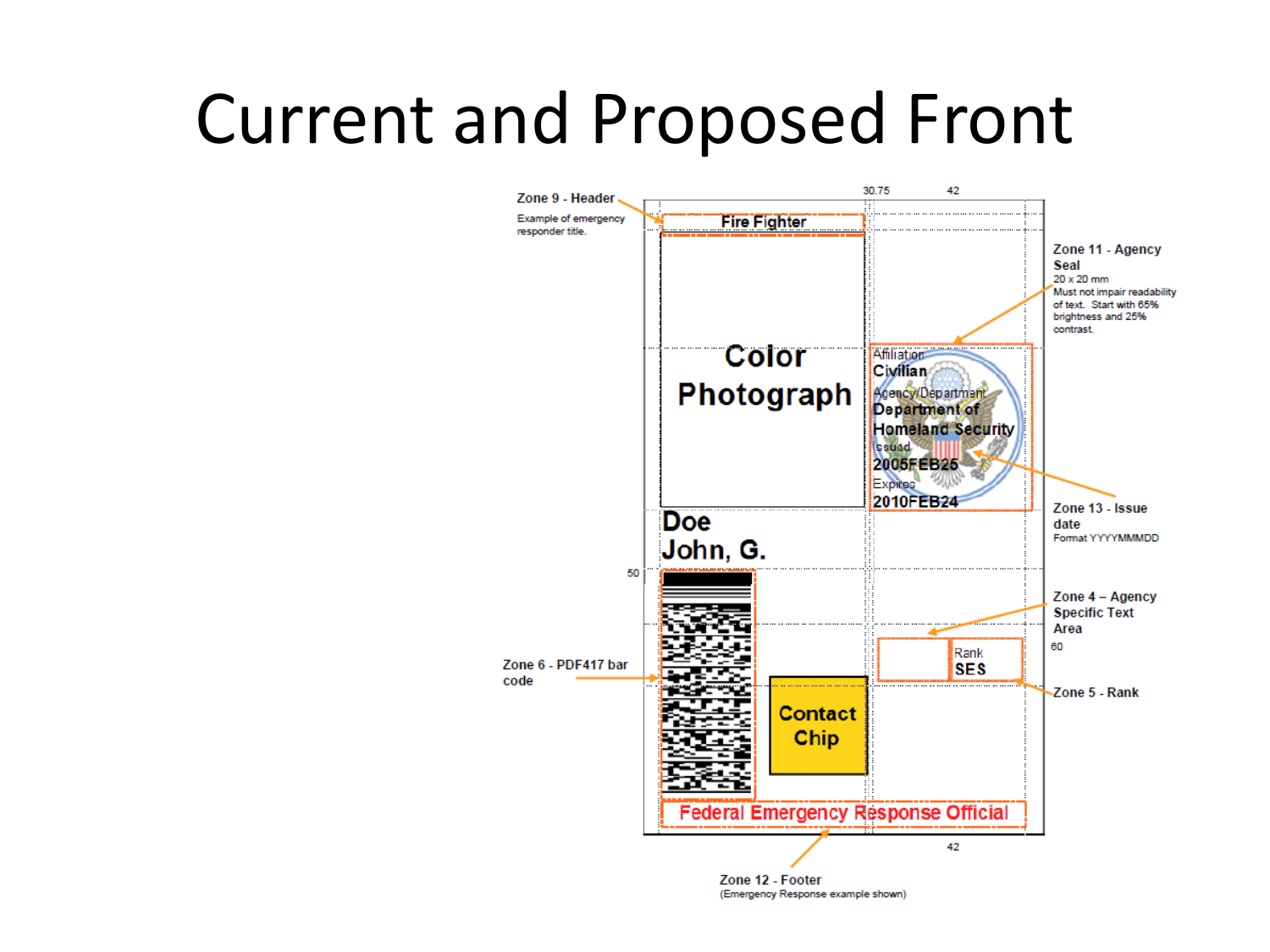# Current and Proposed Front

Zone 9 - Header
Example of emergency responder title.

30.75 42

Fire Fighter

Color Photograph

Zone 11 - Agency Seal
20 x 20 mm
Must not impair readability of text. Start with 65% brightness and 25% contrast.

Affiliation
Civilian
Agency/Department
Department of Homeland Security
Issued
2005FEB25
Expires
2010FEB24

Zone 13 - Issue date
Format YYYYMMMDD

Doe
John, G.

50

Zone 4 – Agency Specific Text Area

60

Rank
SES

Zone 5 - Rank

Zone 6 - PDF417 bar code

Contact Chip

Federal Emergency Response Official

42

Zone 12 - Footer
(Emergency Response example shown)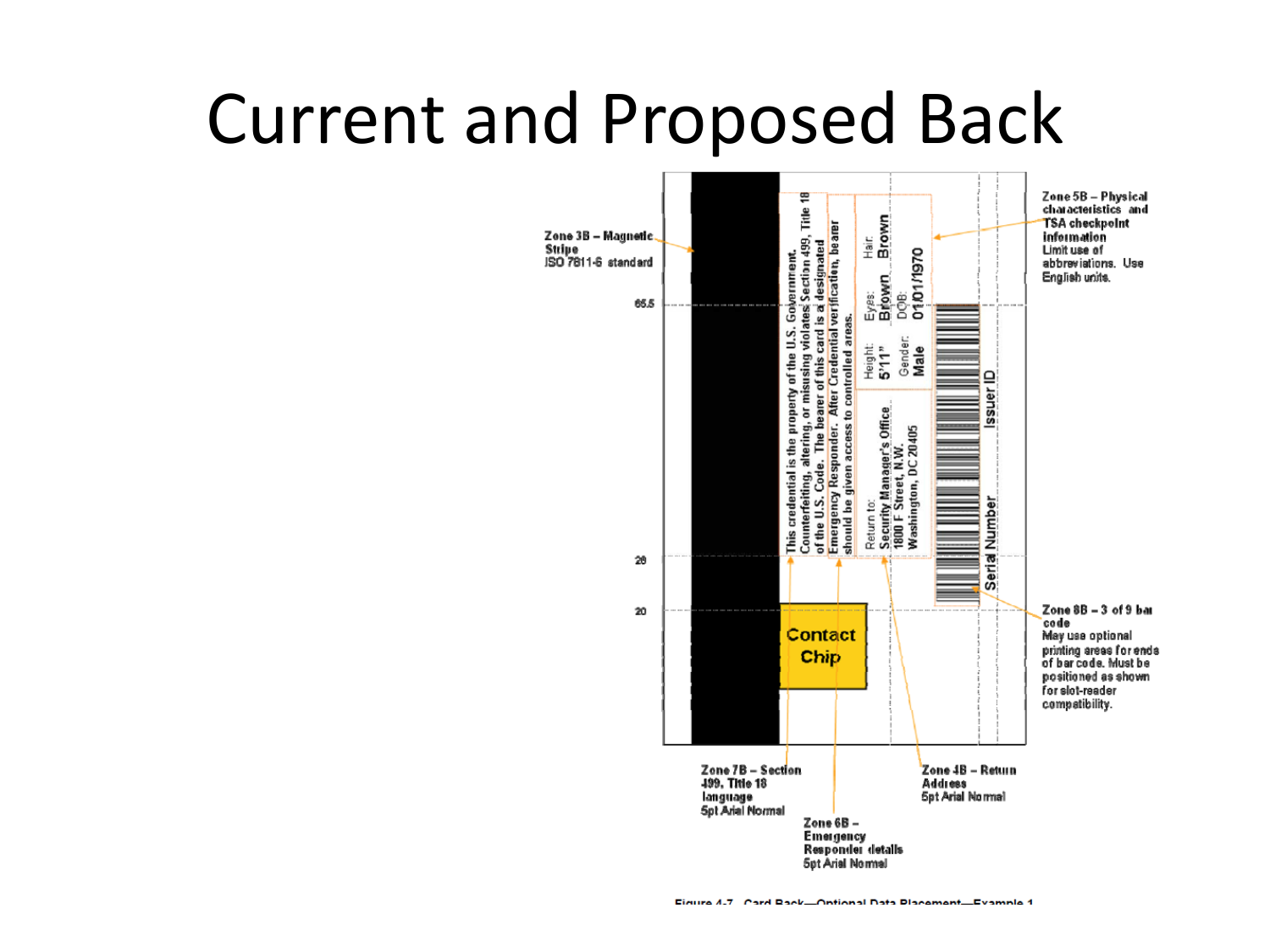# Current and Proposed Back

Zone 3B – Magnetic Stripe
ISO 7811-6 standard

65.5

28

20

This credential is the property of the U.S. Government. Counterfeiting, altering, or misusing violates Section 499, Title 18 of the U.S. Code. The bearer of this card is a designated Emergency Responder. After Credential verification, bearer should be given access to controlled areas.

Return to:
Security Manager's Office
1800 F Street, N.W.
Washington, DC 20405

Height: 5'11"
Eyes: Brown
Hair: Brown
Gender: Male
DOB: 01/01/1970

Contact Chip

Serial Number

Issuer ID

Zone 5B – Physical characteristics and TSA checkpoint information
Limit use of abbreviations. Use English units.

Zone 8B – 3 of 9 bar code
May use optional printing areas for ends of bar code. Must be positioned as shown for slot-reader compatibility.

Zone 7B – Section 499, Title 18 language
5pt Arial Normal

Zone 6B – Emergency Responder details
5pt Arial Normal

Zone 4B – Return Address
5pt Arial Normal

Figure 4-7. Card Back—Optional Data Placement—Example 1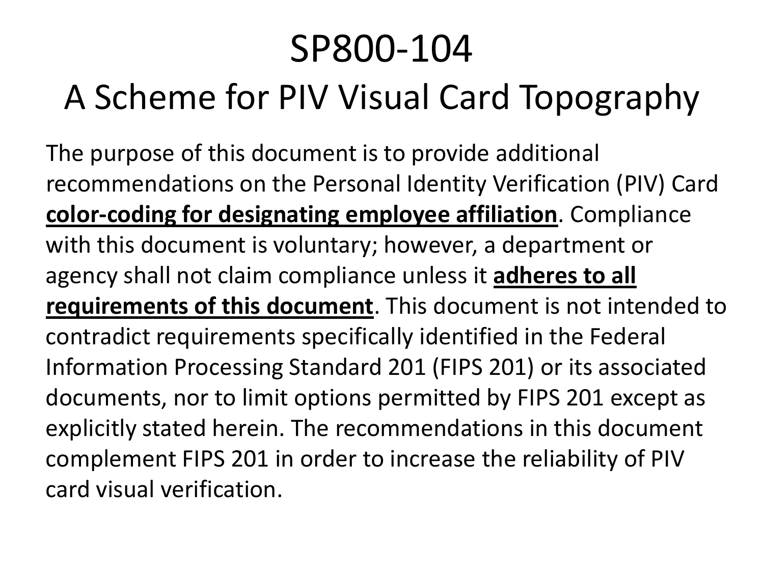# SP800-104

## A Scheme for PIV Visual Card Topography

The purpose of this document is to provide additional recommendations on the Personal Identity Verification (PIV) Card **color-coding for designating employee affiliation**. Compliance with this document is voluntary; however, a department or agency shall not claim compliance unless it **adheres to all requirements of this document**. This document is not intended to contradict requirements specifically identified in the Federal Information Processing Standard 201 (FIPS 201) or its associated documents, nor to limit options permitted by FIPS 201 except as explicitly stated herein. The recommendations in this document complement FIPS 201 in order to increase the reliability of PIV card visual verification.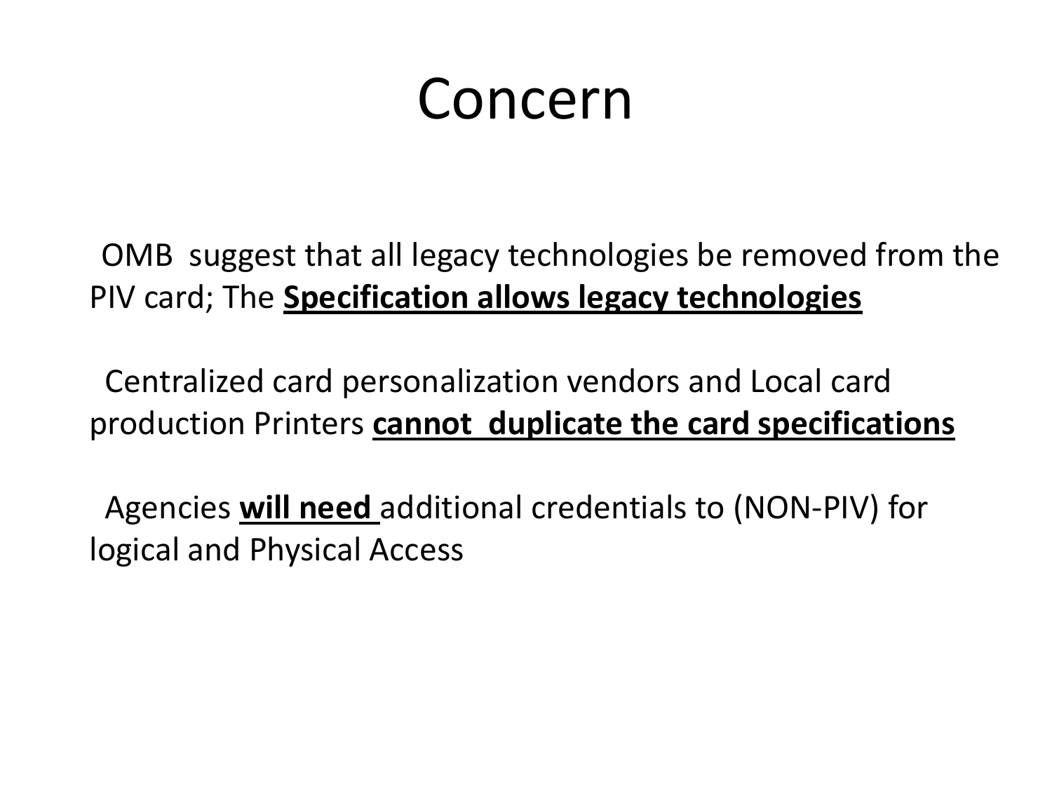# Concern

OMB suggest that all legacy technologies be removed from the PIV card; The **Specification allows legacy technologies**

Centralized card personalization vendors and Local card production Printers **cannot duplicate the card specifications**

Agencies **will need** additional credentials to (NON-PIV) for logical and Physical Access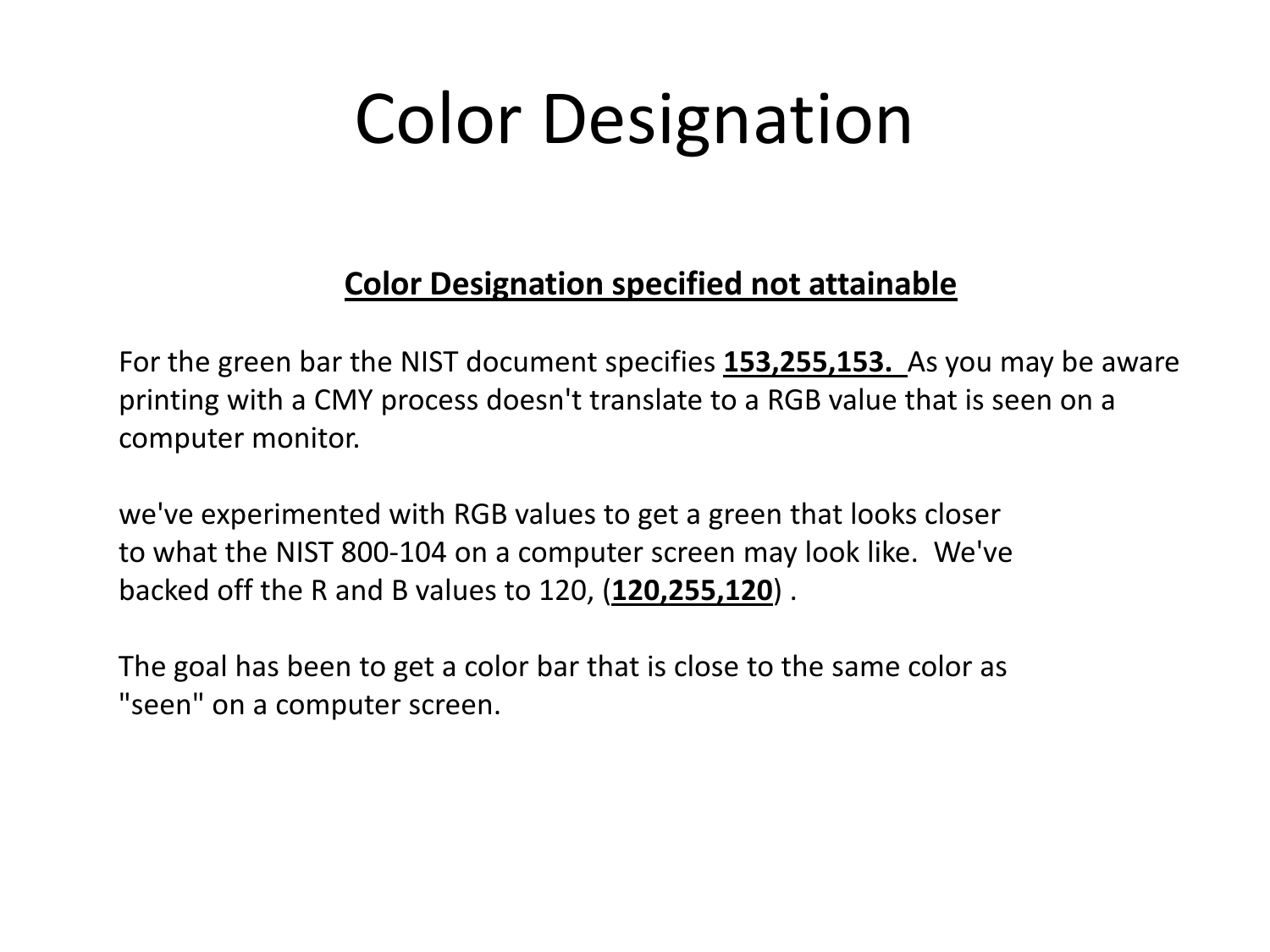# Color Designation

**Color Designation specified not attainable**

For the green bar the NIST document specifies **153,255,153.** As you may be aware printing with a CMY process doesn't translate to a RGB value that is seen on a computer monitor.

we've experimented with RGB values to get a green that looks closer to what the NIST 800-104 on a computer screen may look like. We've backed off the R and B values to 120, (**120,255,120**) .

The goal has been to get a color bar that is close to the same color as "seen" on a computer screen.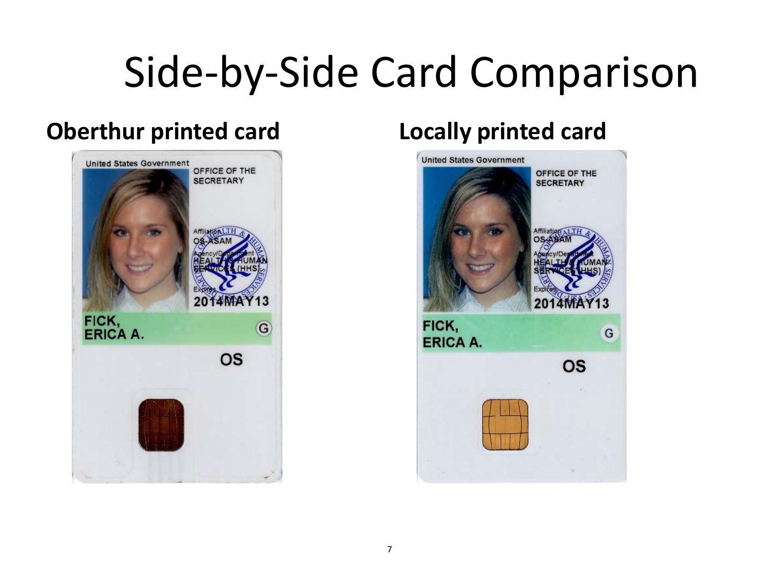# Side-by-Side Card Comparison

**Oberthur printed card**

**Locally printed card**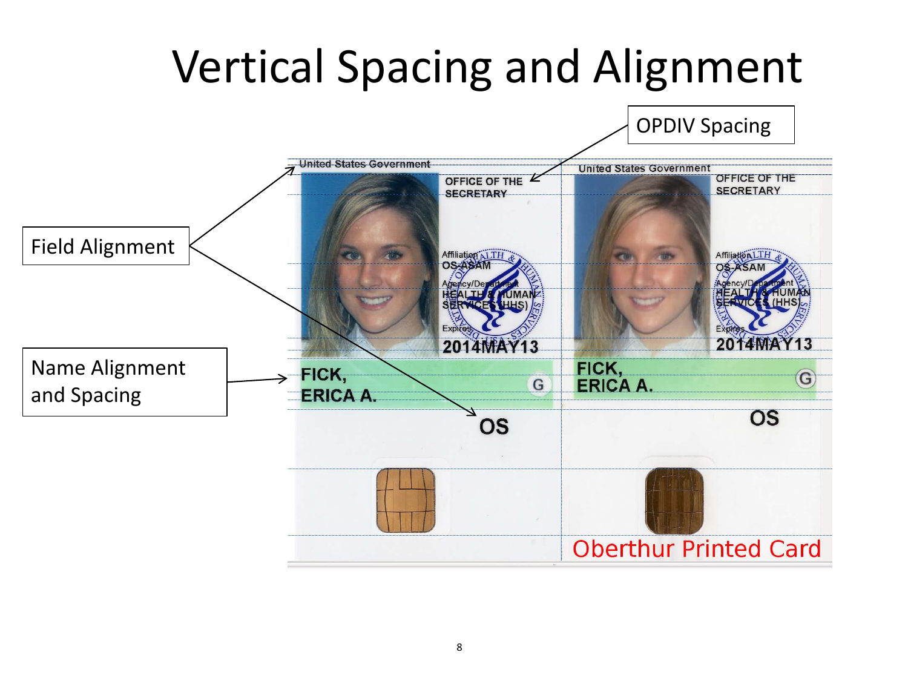# Vertical Spacing and Alignment

OPDIV Spacing

Field Alignment

Name Alignment and Spacing

United States Government

OFFICE OF THE SECRETARY

Affiliation
OS-ASAM

Agency/Department
HEALTH & HUMAN SERVICES (HHS)

Expires
2014MAY13

FICK,
ERICA A.

G

OS

United States Government

OFFICE OF THE SECRETARY

Affiliation
OS-ASAM

Agency/Department
HEALTH & HUMAN SERVICES (HHS)

Expires
2014MAY13

FICK,
ERICA A.

G

OS

Oberthur Printed Card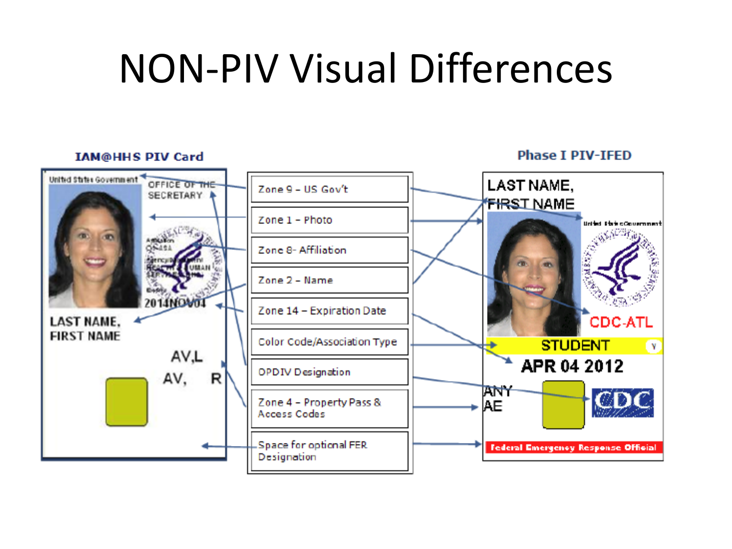# NON-PIV Visual Differences

**IAM@HHS PIV Card**

United States Government

OFFICE OF THE SECRETARY

Affiliation
OPHASA
Agency/Dept
HEALTH & HUMAN SERVICES
Expiry
2014NOV04

LAST NAME,
FIRST NAME

AV,L
AV, R

- Zone 9 – US Gov't
- Zone 1 – Photo
- Zone 8 – Affiliation
- Zone 2 – Name
- Zone 14 – Expiration Date
- Color Code/Association Type
- OPDIV Designation
- Zone 4 – Property Pass & Access Codes
- Space for optional FER Designation

**Phase I PIV-IFED**

LAST NAME,
FIRST NAME

United States Government

CDC-ATL

STUDENT

APR 04 2012

ANY
AE

CDC

Federal Emergency Response Official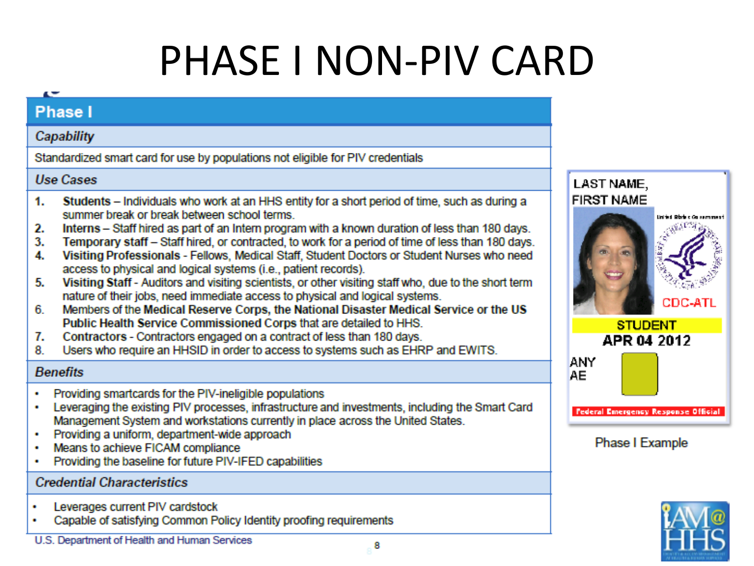# PHASE I NON-PIV CARD

## Phase I

### Capability

Standardized smart card for use by populations not eligible for PIV credentials

### Use Cases

1. **Students** – Individuals who work at an HHS entity for a short period of time, such as during a summer break or break between school terms.
2. **Interns** – Staff hired as part of an Intern program with a known duration of less than 180 days.
3. **Temporary staff** – Staff hired, or contracted, to work for a period of time of less than 180 days.
4. **Visiting Professionals** - Fellows, Medical Staff, Student Doctors or Student Nurses who need access to physical and logical systems (i.e., patient records).
5. **Visiting Staff** - Auditors and visiting scientists, or other visiting staff who, due to the short term nature of their jobs, need immediate access to physical and logical systems.
6. Members of the **Medical Reserve Corps, the National Disaster Medical Service or the US Public Health Service Commissioned Corps** that are detailed to HHS.
7. **Contractors** - Contractors engaged on a contract of less than 180 days.
8. Users who require an HHSID in order to access to systems such as EHRP and EWITS.

### Benefits

- Providing smartcards for the PIV-ineligible populations
- Leveraging the existing PIV processes, infrastructure and investments, including the Smart Card Management System and workstations currently in place across the United States.
- Providing a uniform, department-wide approach
- Means to achieve FICAM compliance
- Providing the baseline for future PIV-IFED capabilities

### Credential Characteristics

- Leverages current PIV cardstock
- Capable of satisfying Common Policy Identity proofing requirements

U.S. Department of Health and Human Services

LAST NAME,
FIRST NAME

United States Government

CDC-ATL

STUDENT

APR 04 2012

ANY
AE

Federal Emergency Response Official

Phase I Example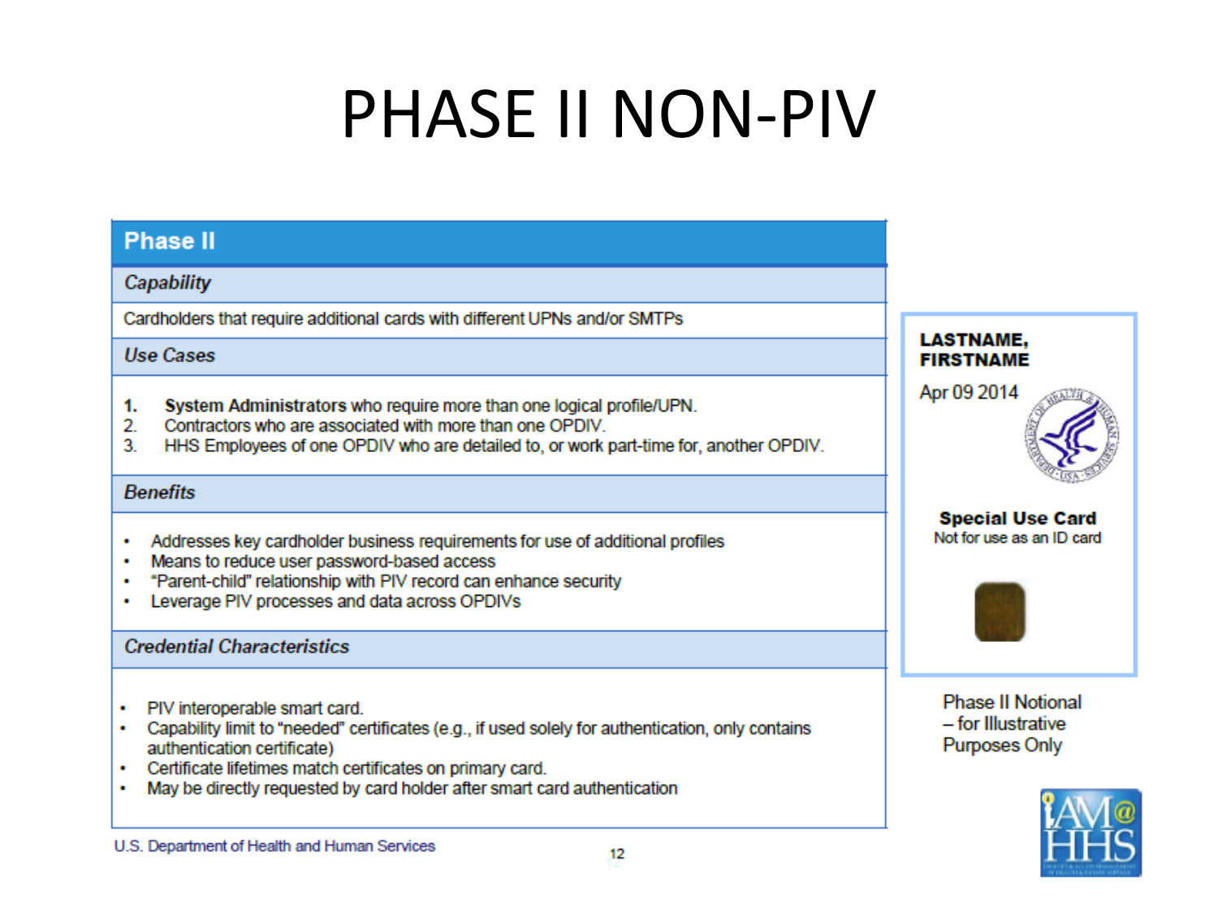# PHASE II NON-PIV

## Phase II

### *Capability*

Cardholders that require additional cards with different UPNs and/or SMTPs

### *Use Cases*

1. **System Administrators** who require more than one logical profile/UPN.
2. Contractors who are associated with more than one OPDIV.
3. HHS Employees of one OPDIV who are detailed to, or work part-time for, another OPDIV.

### *Benefits*

- Addresses key cardholder business requirements for use of additional profiles
- Means to reduce user password-based access
- "Parent-child" relationship with PIV record can enhance security
- Leverage PIV processes and data across OPDIVs

### *Credential Characteristics*

- PIV interoperable smart card.
- Capability limit to "needed" certificates (e.g., if used solely for authentication, only contains authentication certificate)
- Certificate lifetimes match certificates on primary card.
- May be directly requested by card holder after smart card authentication

**LASTNAME, FIRSTNAME**

Apr 09 2014

**Special Use Card**

Not for use as an ID card

Phase II Notional – for Illustrative Purposes Only

U.S. Department of Health and Human Services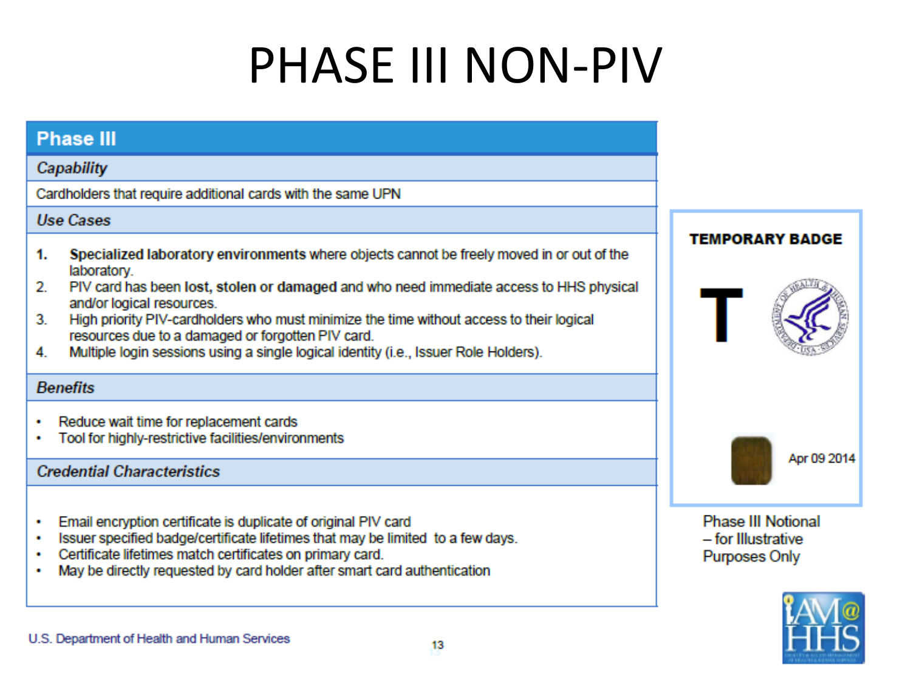# PHASE III NON-PIV

## Phase III

### *Capability*

Cardholders that require additional cards with the same UPN

### *Use Cases*

1. **Specialized laboratory environments** where objects cannot be freely moved in or out of the laboratory.
2. PIV card has been **lost, stolen or damaged** and who need immediate access to HHS physical and/or logical resources.
3. High priority PIV-cardholders who must minimize the time without access to their logical resources due to a damaged or forgotten PIV card.
4. Multiple login sessions using a single logical identity (i.e., Issuer Role Holders).

### *Benefits*

- Reduce wait time for replacement cards
- Tool for highly-restrictive facilities/environments

### *Credential Characteristics*

- Email encryption certificate is duplicate of original PIV card
- Issuer specified badge/certificate lifetimes that may be limited to a few days.
- Certificate lifetimes match certificates on primary card.
- May be directly requested by card holder after smart card authentication

TEMPORARY BADGE

T

Apr 09 2014

Phase III Notional – for Illustrative Purposes Only

U.S. Department of Health and Human Services